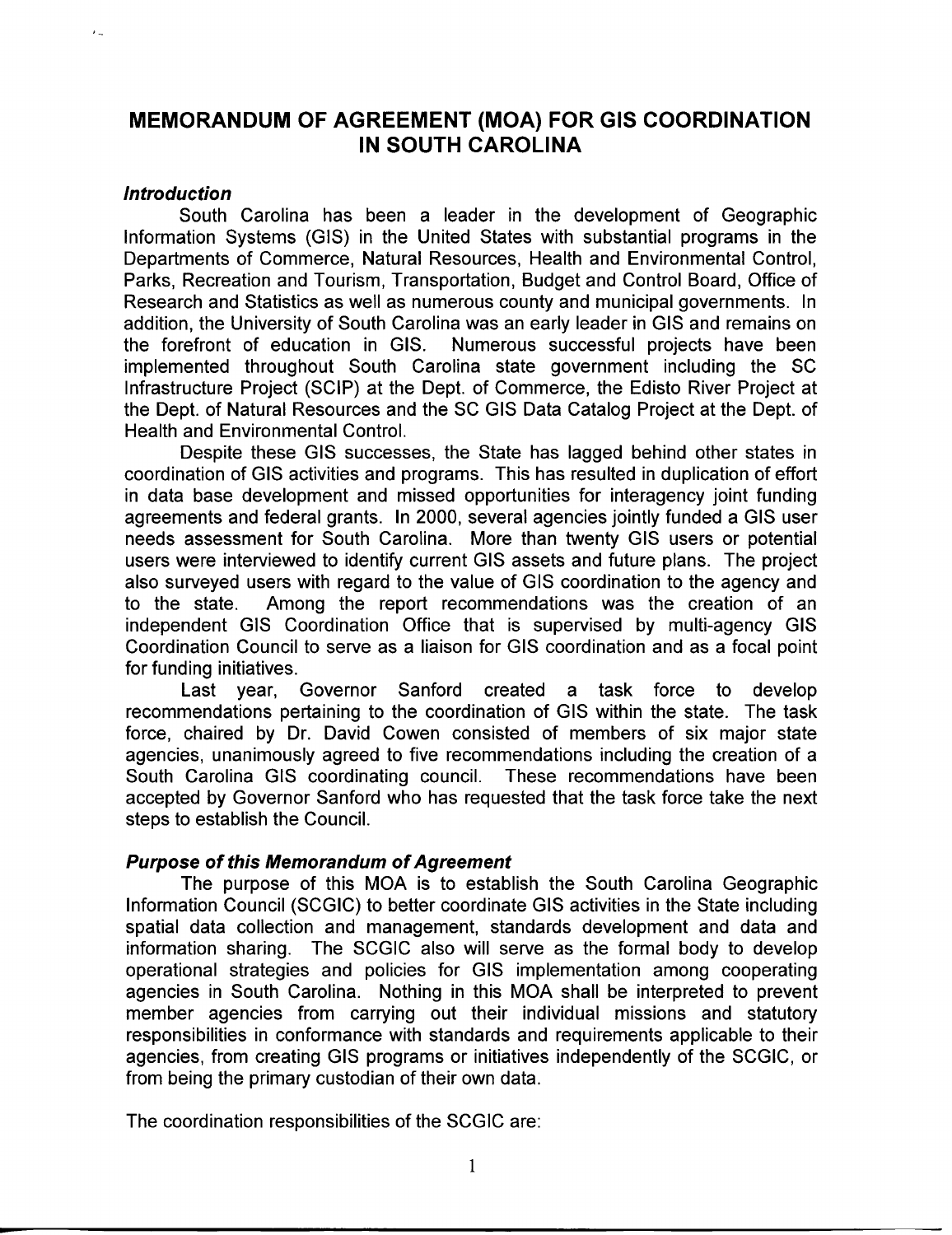# MEMORANDUM OF AGREEMENT (MOA) FOR GIS COORDINATION IN SOUTH CAROLINA

### *Introduction*

South Carolina has been a leader in the development of Geographic Information Systems (GIS) in the United States with substantial programs in the Departments of Commerce, Natural Resources, Health and Environmental Control, Parks, Recreation and Tourism, Transportation, Budget and Control Board, Office of Research and Statistics as well as numerous county and municipal governments. In addition, the University of South Carolina was an early leader in GIS and remains on the forefront of education in GIS. Numerous successful projects have been implemented throughout South Carolina state government including the SC Infrastructure Project (SCIP) at the Dept. of Commerce, the Edisto River Project at the Dept. of Natural Resources and the SC GIS Data Catalog Project at the Dept. of Health and Environmental Control.

Despite these GIS successes, the State has lagged behind other states in coordination of GIS activities and programs. This has resulted in duplication of effort in data base development and missed opportunities for interagency joint funding agreements and federal grants. In 2000, several agencies jointly funded a GIS user needs assessment for South Carolina. More than twenty GIS users or potential users were interviewed to identify current GIS assets and future plans. The project also surveyed users with regard to the value of GIS coordination to the agency and to the state. Among the report recommendations was the creation of an independent GIS Coordination Office that is supervised by multi-agency GIS Coordination Council to serve as a liaison for GIS coordination and as a focal point for funding initiatives.

Last year, Governor Sanford created a task force to develop recommendations pertaining to the coordination of GIS within the state. The task force, chaired by Dr. David Cowen consisted of members of six major state agencies, unanimously agreed to five recommendations including the creation of a South Carolina GIS coordinating council. These recommendations have been accepted by Governor Sanford who has requested that the task force take the next steps to establish the Council.

### *Purpose of this Memorandum of Agreement*

The purpose of this MOA is to establish the South Carolina Geographic Information Council (SCGIC) to better coordinate GIS activities in the State including spatial data collection and management, standards development and data and information sharing. The SCGIC also will serve as the formal body to develop operational strategies and policies for GIS implementation among cooperating agencies in South Carolina. Nothing in this MOA shall be interpreted to prevent member agencies from carrying out their individual missions and statutory responsibilities in conformance with standards and requirements applicable to their agencies, from creating GIS programs or initiatives independently of the SCGIC, or from being the primary custodian of their own data.

The coordination responsibilities of the SCGIC are: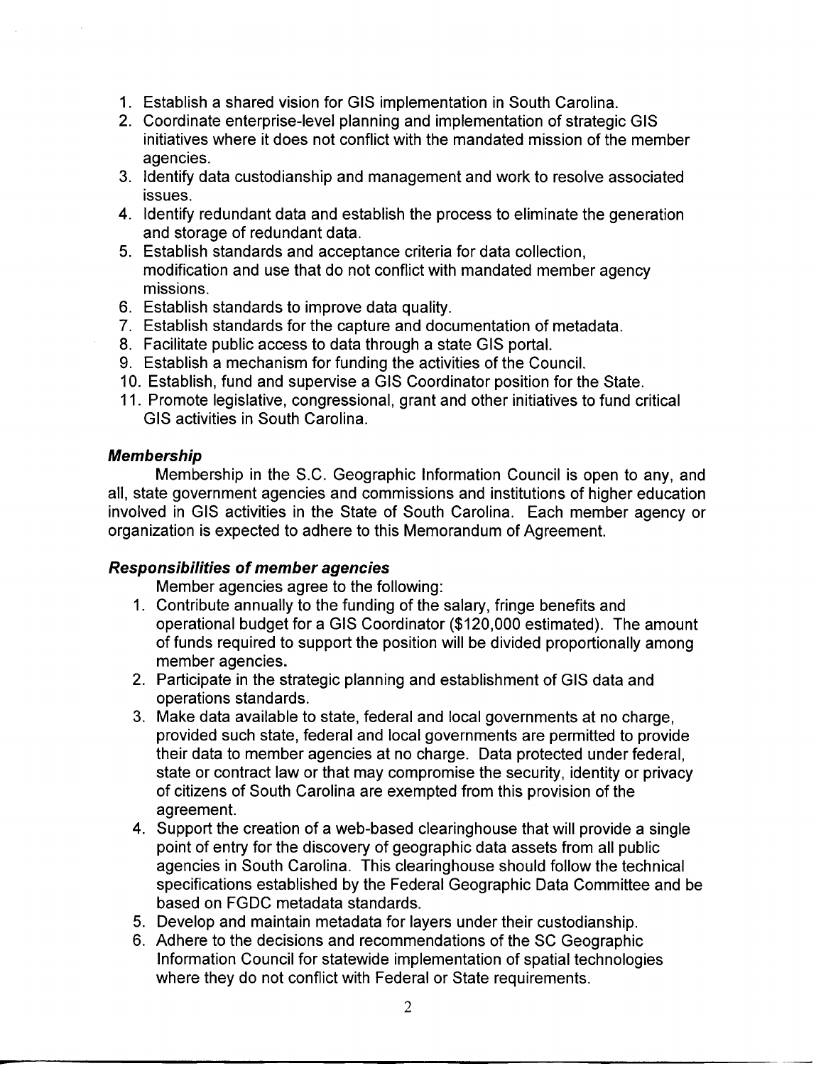1. Establish a shared vision for GIS implementation in South Carolina.
2. Coordinate enterprise-level planning and implementation of strategic GIS initiatives where it does not conflict with the mandated mission of the member agencies.
3. Identify data custodianship and management and work to resolve associated issues.
4. Identify redundant data and establish the process to eliminate the generation and storage of redundant data.
5. Establish standards and acceptance criteria for data collection, modification and use that do not conflict with mandated member agency missions.
6. Establish standards to improve data quality.
7. Establish standards for the capture and documentation of metadata.
8. Facilitate public access to data through a state GIS portal.
9. Establish a mechanism for funding the activities of the Council.
10. Establish, fund and supervise a GIS Coordinator position for the State.
11. Promote legislative, congressional, grant and other initiatives to fund critical GIS activities in South Carolina.

### *Membership*

Membership in the S.C. Geographic Information Council is open to any, and all, state government agencies and commissions and institutions of higher education involved in GIS activities in the State of South Carolina. Each member agency or organization is expected to adhere to this Memorandum of Agreement.

### *Responsibilities of member agencies*

Member agencies agree to the following:

1. Contribute annually to the funding of the salary, fringe benefits and operational budget for a GIS Coordinator ($120,000 estimated). The amount of funds required to support the position will be divided proportionally among member agencies.
2. Participate in the strategic planning and establishment of GIS data and operations standards.
3. Make data available to state, federal and local governments at no charge, provided such state, federal and local governments are permitted to provide their data to member agencies at no charge. Data protected under federal, state or contract law or that may compromise the security, identity or privacy of citizens of South Carolina are exempted from this provision of the agreement.
4. Support the creation of a web-based clearinghouse that will provide a single point of entry for the discovery of geographic data assets from all public agencies in South Carolina. This clearinghouse should follow the technical specifications established by the Federal Geographic Data Committee and be based on FGDC metadata standards.
5. Develop and maintain metadata for layers under their custodianship.
6. Adhere to the decisions and recommendations of the SC Geographic Information Council for statewide implementation of spatial technologies where they do not conflict with Federal or State requirements.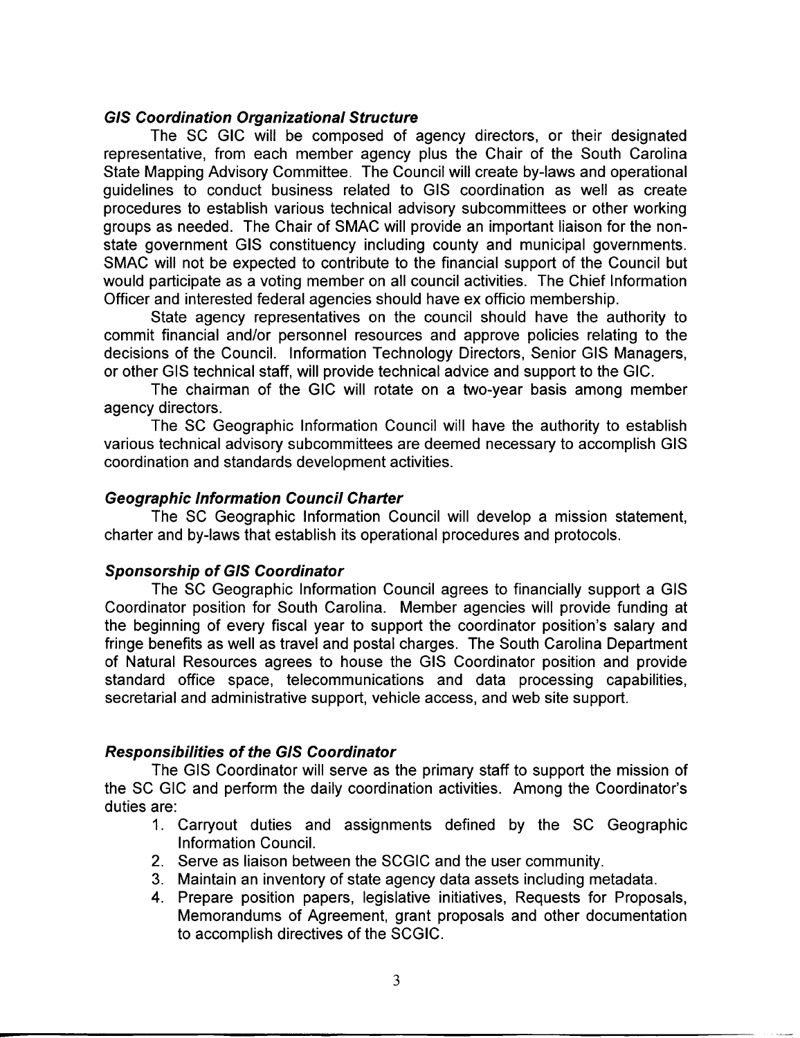***GIS Coordination Organizational Structure***

The SC GIC will be composed of agency directors, or their designated representative, from each member agency plus the Chair of the South Carolina State Mapping Advisory Committee. The Council will create by-laws and operational guidelines to conduct business related to GIS coordination as well as create procedures to establish various technical advisory subcommittees or other working groups as needed. The Chair of SMAC will provide an important liaison for the non-state government GIS constituency including county and municipal governments. SMAC will not be expected to contribute to the financial support of the Council but would participate as a voting member on all council activities. The Chief Information Officer and interested federal agencies should have ex officio membership.

State agency representatives on the council should have the authority to commit financial and/or personnel resources and approve policies relating to the decisions of the Council. Information Technology Directors, Senior GIS Managers, or other GIS technical staff, will provide technical advice and support to the GIC.

The chairman of the GIC will rotate on a two-year basis among member agency directors.

The SC Geographic Information Council will have the authority to establish various technical advisory subcommittees are deemed necessary to accomplish GIS coordination and standards development activities.

***Geographic Information Council Charter***

The SC Geographic Information Council will develop a mission statement, charter and by-laws that establish its operational procedures and protocols.

***Sponsorship of GIS Coordinator***

The SC Geographic Information Council agrees to financially support a GIS Coordinator position for South Carolina. Member agencies will provide funding at the beginning of every fiscal year to support the coordinator position's salary and fringe benefits as well as travel and postal charges. The South Carolina Department of Natural Resources agrees to house the GIS Coordinator position and provide standard office space, telecommunications and data processing capabilities, secretarial and administrative support, vehicle access, and web site support.

***Responsibilities of the GIS Coordinator***

The GIS Coordinator will serve as the primary staff to support the mission of the SC GIC and perform the daily coordination activities. Among the Coordinator's duties are:

1. Carryout duties and assignments defined by the SC Geographic Information Council.
2. Serve as liaison between the SCGIC and the user community.
3. Maintain an inventory of state agency data assets including metadata.
4. Prepare position papers, legislative initiatives, Requests for Proposals, Memorandums of Agreement, grant proposals and other documentation to accomplish directives of the SCGIC.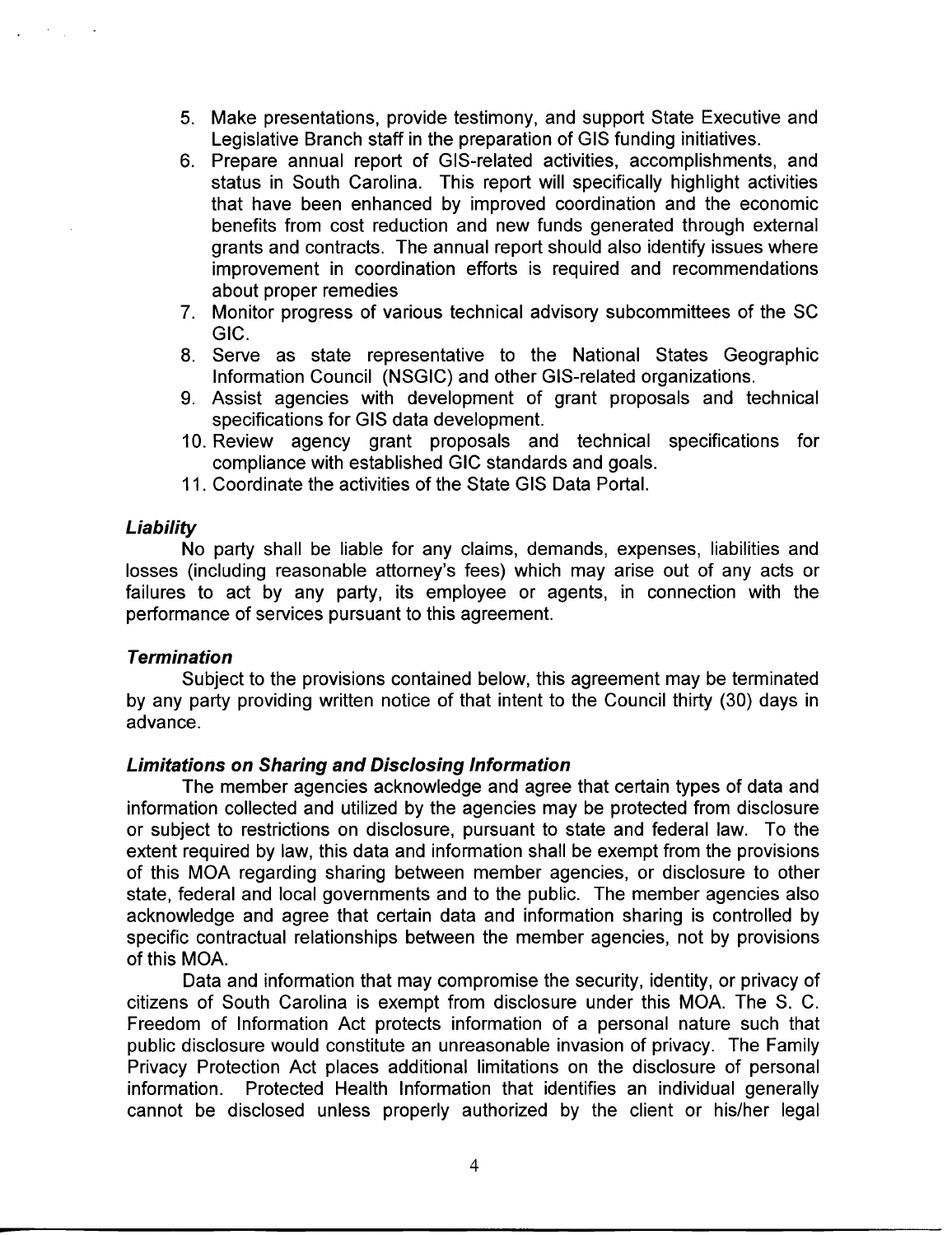5. Make presentations, provide testimony, and support State Executive and Legislative Branch staff in the preparation of GIS funding initiatives.
6. Prepare annual report of GIS-related activities, accomplishments, and status in South Carolina. This report will specifically highlight activities that have been enhanced by improved coordination and the economic benefits from cost reduction and new funds generated through external grants and contracts. The annual report should also identify issues where improvement in coordination efforts is required and recommendations about proper remedies
7. Monitor progress of various technical advisory subcommittees of the SC GIC.
8. Serve as state representative to the National States Geographic Information Council (NSGIC) and other GIS-related organizations.
9. Assist agencies with development of grant proposals and technical specifications for GIS data development.
10. Review agency grant proposals and technical specifications for compliance with established GIC standards and goals.
11. Coordinate the activities of the State GIS Data Portal.

***Liability***

No party shall be liable for any claims, demands, expenses, liabilities and losses (including reasonable attorney's fees) which may arise out of any acts or failures to act by any party, its employee or agents, in connection with the performance of services pursuant to this agreement.

***Termination***

Subject to the provisions contained below, this agreement may be terminated by any party providing written notice of that intent to the Council thirty (30) days in advance.

***Limitations on Sharing and Disclosing Information***

The member agencies acknowledge and agree that certain types of data and information collected and utilized by the agencies may be protected from disclosure or subject to restrictions on disclosure, pursuant to state and federal law. To the extent required by law, this data and information shall be exempt from the provisions of this MOA regarding sharing between member agencies, or disclosure to other state, federal and local governments and to the public. The member agencies also acknowledge and agree that certain data and information sharing is controlled by specific contractual relationships between the member agencies, not by provisions of this MOA.

Data and information that may compromise the security, identity, or privacy of citizens of South Carolina is exempt from disclosure under this MOA. The S. C. Freedom of Information Act protects information of a personal nature such that public disclosure would constitute an unreasonable invasion of privacy. The Family Privacy Protection Act places additional limitations on the disclosure of personal information. Protected Health Information that identifies an individual generally cannot be disclosed unless properly authorized by the client or his/her legal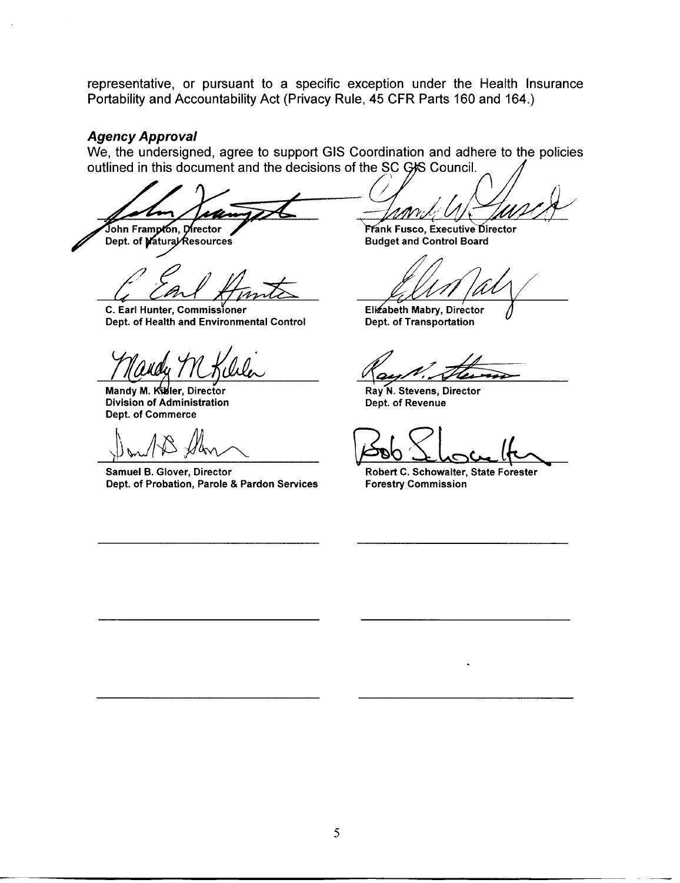representative, or pursuant to a specific exception under the Health Insurance Portability and Accountability Act (Privacy Rule, 45 CFR Parts 160 and 164.)

***Agency Approval***

We, the undersigned, agree to support GIS Coordination and adhere to the policies outlined in this document and the decisions of the SC GIS Council.

**John Frampton, Director**
**Dept. of Natural Resources**

**Frank Fusco, Executive Director**
**Budget and Control Board**

**C. Earl Hunter, Commissioner**
**Dept. of Health and Environmental Control**

**Elizabeth Mabry, Director**
**Dept. of Transportation**

**Mandy M. Kibler, Director**
**Division of Administration**
**Dept. of Commerce**

**Ray N. Stevens, Director**
**Dept. of Revenue**

**Samuel B. Glover, Director**
**Dept. of Probation, Parole & Pardon Services**

**Robert C. Schowalter, State Forester**
**Forestry Commission**